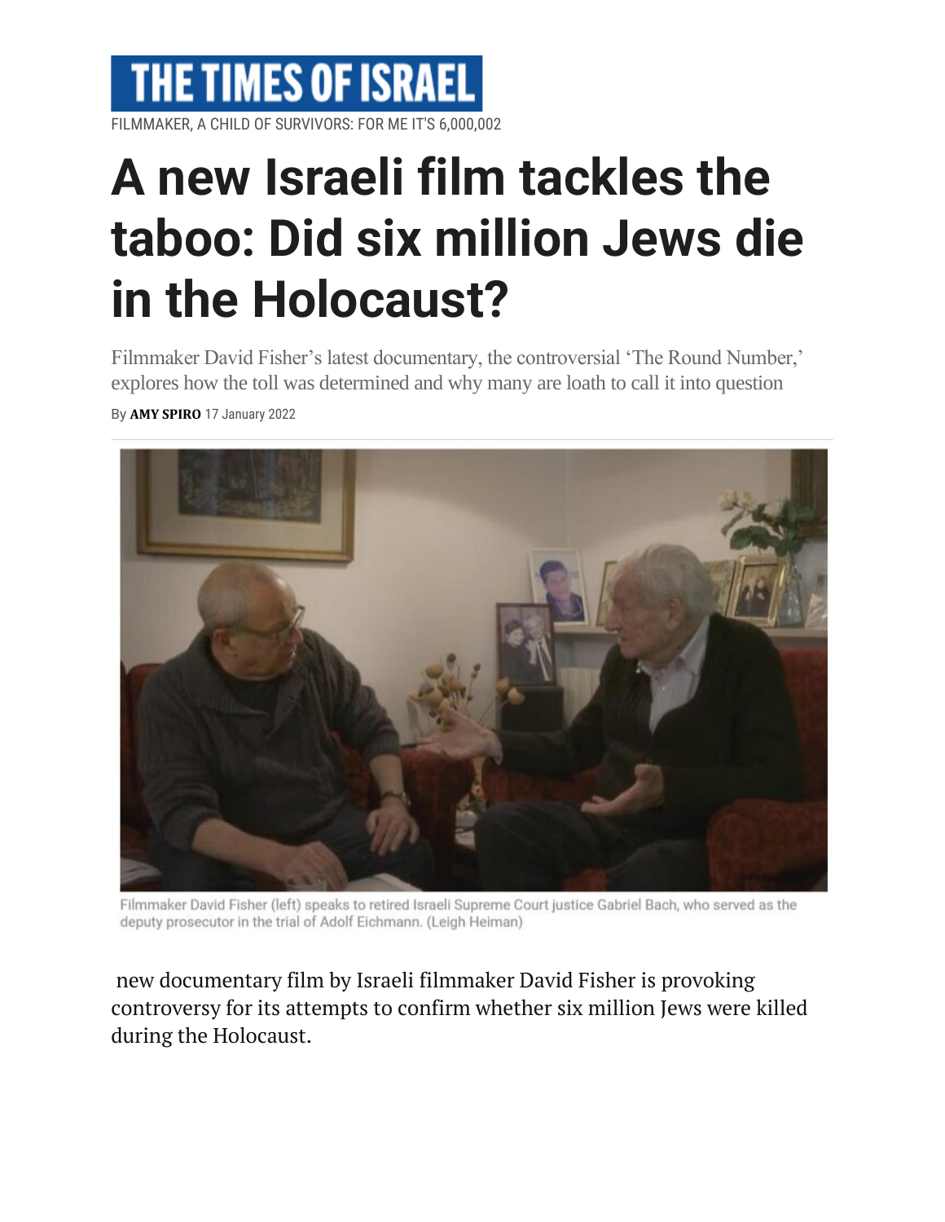THE TIMES OF ISRAEL

FILMMAKER, A CHILD OF SURVIVORS: FOR ME IT'S 6,000,002

# A new Israeli film tackles the taboo: Did six million Jews die in the Holocaust?

Filmmaker David Fisher's latest documentary, the controversial 'The Round Number,' explores how the toll was determined and why many are loath to call it into question

By **AMY SPIRO** 17 January 2022

Filmmaker David Fisher (left) speaks to retired Israeli Supreme Court justice Gabriel Bach, who served as the deputy prosecutor in the trial of Adolf Eichmann. (Leigh Heiman)

new documentary film by Israeli filmmaker David Fisher is provoking controversy for its attempts to confirm whether six million Jews were killed during the Holocaust.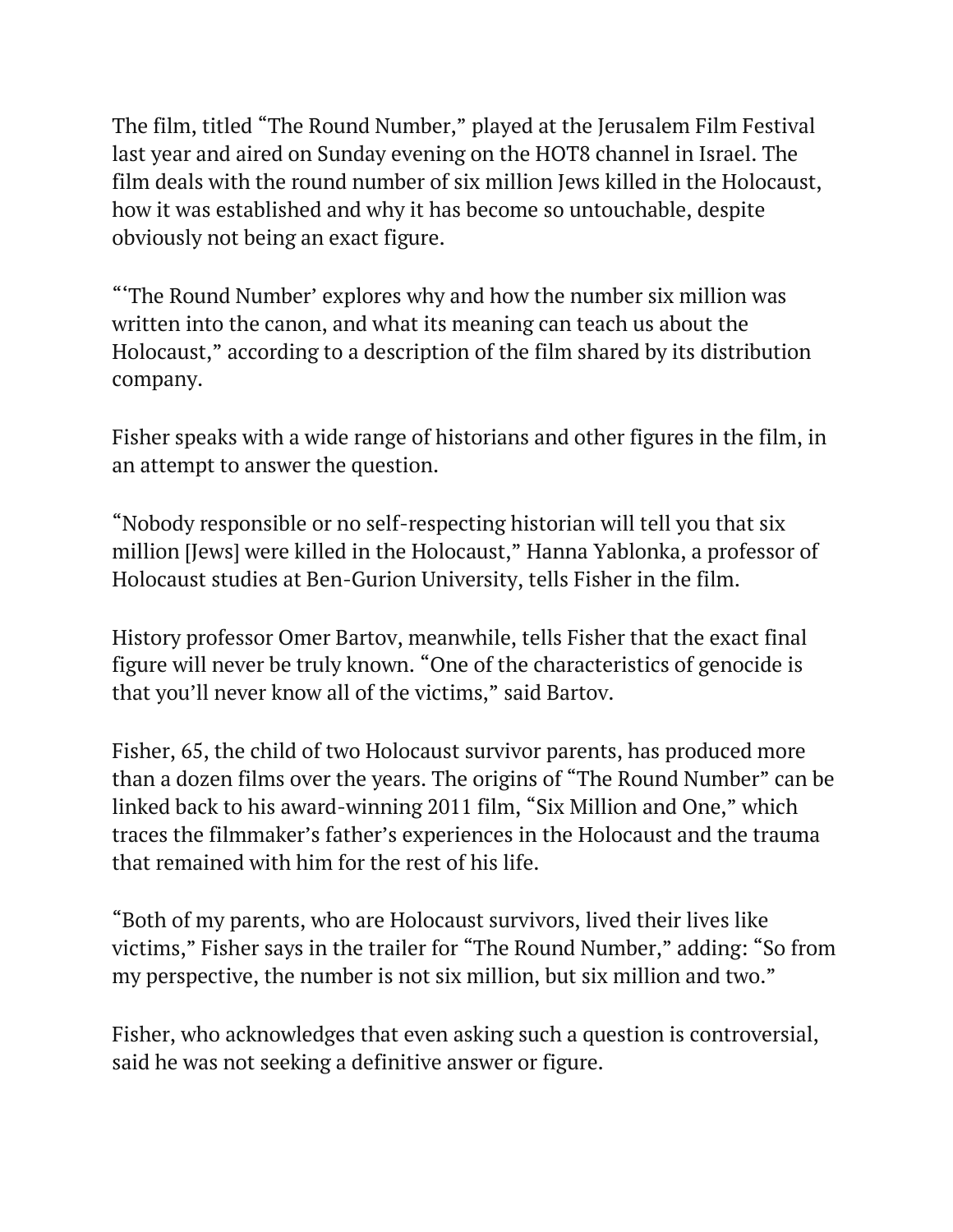The film, titled “The Round Number,” played at the Jerusalem Film Festival last year and aired on Sunday evening on the HOT8 channel in Israel. The film deals with the round number of six million Jews killed in the Holocaust, how it was established and why it has become so untouchable, despite obviously not being an exact figure.

“‘The Round Number’ explores why and how the number six million was written into the canon, and what its meaning can teach us about the Holocaust,” according to a description of the film shared by its distribution company.

Fisher speaks with a wide range of historians and other figures in the film, in an attempt to answer the question.

“Nobody responsible or no self-respecting historian will tell you that six million [Jews] were killed in the Holocaust,” Hanna Yablonka, a professor of Holocaust studies at Ben-Gurion University, tells Fisher in the film.

History professor Omer Bartov, meanwhile, tells Fisher that the exact final figure will never be truly known. “One of the characteristics of genocide is that you’ll never know all of the victims,” said Bartov.

Fisher, 65, the child of two Holocaust survivor parents, has produced more than a dozen films over the years. The origins of “The Round Number” can be linked back to his award-winning 2011 film, “Six Million and One,” which traces the filmmaker’s father’s experiences in the Holocaust and the trauma that remained with him for the rest of his life.

“Both of my parents, who are Holocaust survivors, lived their lives like victims,” Fisher says in the trailer for “The Round Number,” adding: “So from my perspective, the number is not six million, but six million and two.”

Fisher, who acknowledges that even asking such a question is controversial, said he was not seeking a definitive answer or figure.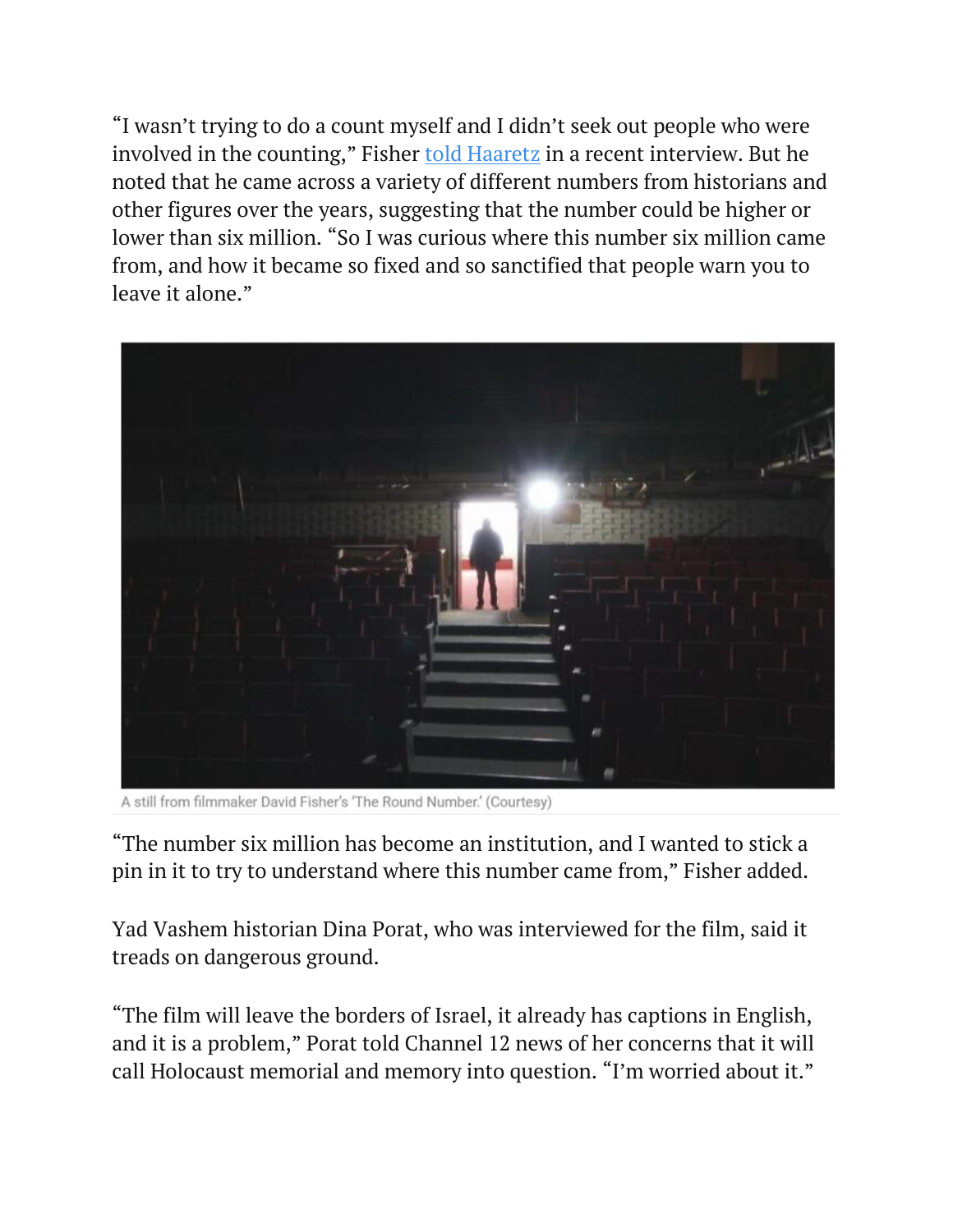"I wasn't trying to do a count myself and I didn't seek out people who were involved in the counting," Fisher told Haaretz in a recent interview. But he noted that he came across a variety of different numbers from historians and other figures over the years, suggesting that the number could be higher or lower than six million. "So I was curious where this number six million came from, and how it became so fixed and so sanctified that people warn you to leave it alone."

A still from filmmaker David Fisher's 'The Round Number.' (Courtesy)

"The number six million has become an institution, and I wanted to stick a pin in it to try to understand where this number came from," Fisher added.

Yad Vashem historian Dina Porat, who was interviewed for the film, said it treads on dangerous ground.

"The film will leave the borders of Israel, it already has captions in English, and it is a problem," Porat told Channel 12 news of her concerns that it will call Holocaust memorial and memory into question. "I'm worried about it."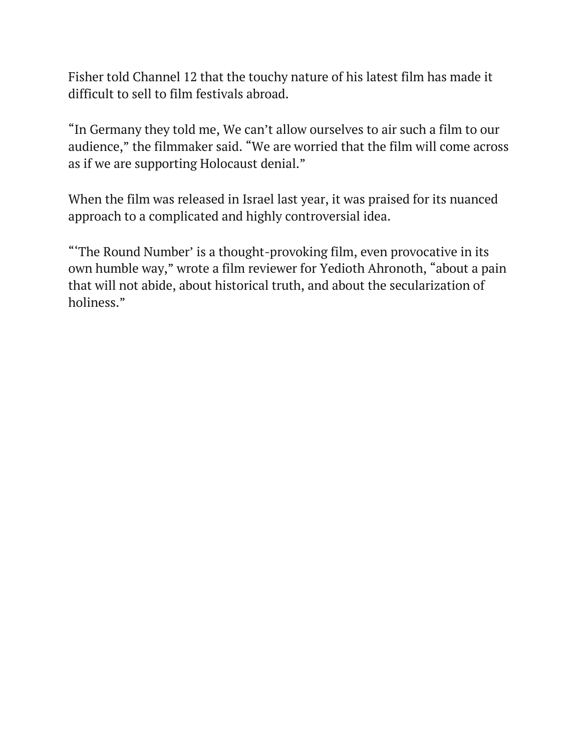Fisher told Channel 12 that the touchy nature of his latest film has made it difficult to sell to film festivals abroad.

"In Germany they told me, We can't allow ourselves to air such a film to our audience," the filmmaker said. "We are worried that the film will come across as if we are supporting Holocaust denial."

When the film was released in Israel last year, it was praised for its nuanced approach to a complicated and highly controversial idea.

"'The Round Number' is a thought-provoking film, even provocative in its own humble way," wrote a film reviewer for Yedioth Ahronoth, "about a pain that will not abide, about historical truth, and about the secularization of holiness."